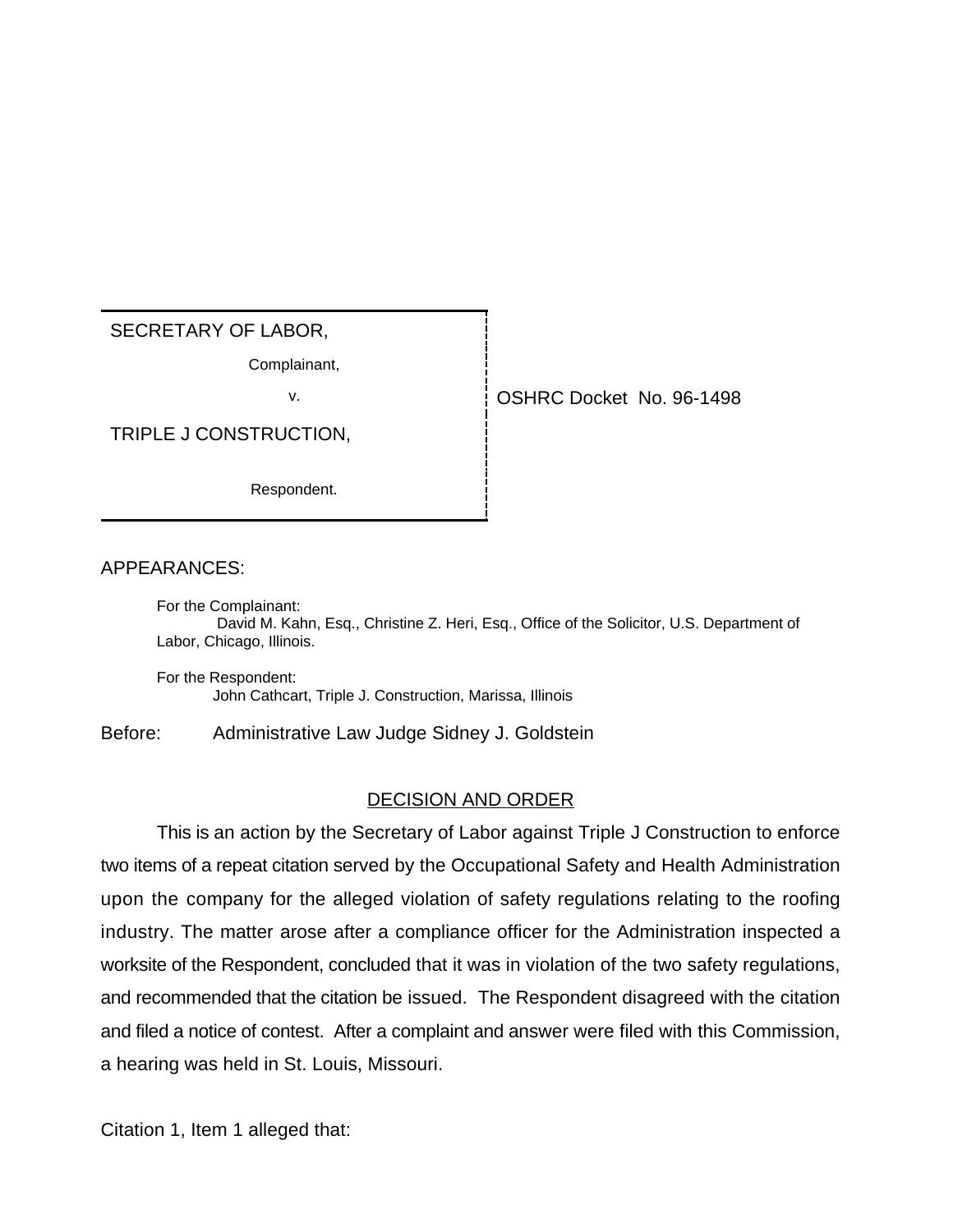SECRETARY OF LABOR,

Complainant,

v.

TRIPLE J CONSTRUCTION,

Respondent.

OSHRC Docket No. 96-1498

APPEARANCES:

For the Complainant:
David M. Kahn, Esq., Christine Z. Heri, Esq., Office of the Solicitor, U.S. Department of Labor, Chicago, Illinois.

For the Respondent:
John Cathcart, Triple J. Construction, Marissa, Illinois

Before: Administrative Law Judge Sidney J. Goldstein

## DECISION AND ORDER

This is an action by the Secretary of Labor against Triple J Construction to enforce two items of a repeat citation served by the Occupational Safety and Health Administration upon the company for the alleged violation of safety regulations relating to the roofing industry. The matter arose after a compliance officer for the Administration inspected a worksite of the Respondent, concluded that it was in violation of the two safety regulations, and recommended that the citation be issued. The Respondent disagreed with the citation and filed a notice of contest. After a complaint and answer were filed with this Commission, a hearing was held in St. Louis, Missouri.

Citation 1, Item 1 alleged that: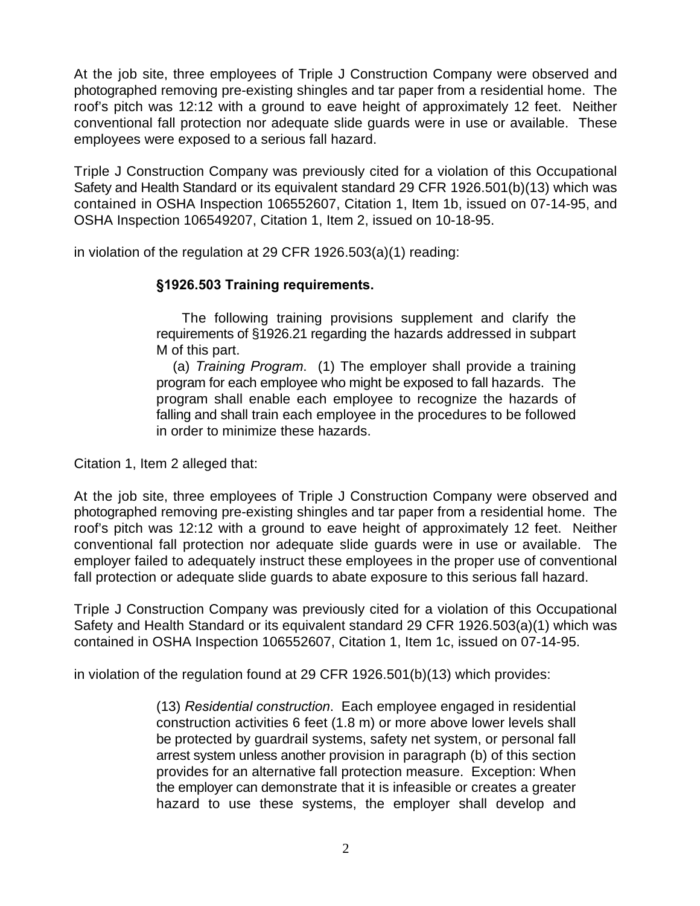At the job site, three employees of Triple J Construction Company were observed and photographed removing pre-existing shingles and tar paper from a residential home. The roof's pitch was 12:12 with a ground to eave height of approximately 12 feet. Neither conventional fall protection nor adequate slide guards were in use or available. These employees were exposed to a serious fall hazard.

Triple J Construction Company was previously cited for a violation of this Occupational Safety and Health Standard or its equivalent standard 29 CFR 1926.501(b)(13) which was contained in OSHA Inspection 106552607, Citation 1, Item 1b, issued on 07-14-95, and OSHA Inspection 106549207, Citation 1, Item 2, issued on 10-18-95.

in violation of the regulation at 29 CFR 1926.503(a)(1) reading:

> **§1926.503 Training requirements.**
>
> The following training provisions supplement and clarify the requirements of §1926.21 regarding the hazards addressed in subpart M of this part.
>
> (a) *Training Program*. (1) The employer shall provide a training program for each employee who might be exposed to fall hazards. The program shall enable each employee to recognize the hazards of falling and shall train each employee in the procedures to be followed in order to minimize these hazards.

Citation 1, Item 2 alleged that:

At the job site, three employees of Triple J Construction Company were observed and photographed removing pre-existing shingles and tar paper from a residential home. The roof's pitch was 12:12 with a ground to eave height of approximately 12 feet. Neither conventional fall protection nor adequate slide guards were in use or available. The employer failed to adequately instruct these employees in the proper use of conventional fall protection or adequate slide guards to abate exposure to this serious fall hazard.

Triple J Construction Company was previously cited for a violation of this Occupational Safety and Health Standard or its equivalent standard 29 CFR 1926.503(a)(1) which was contained in OSHA Inspection 106552607, Citation 1, Item 1c, issued on 07-14-95.

in violation of the regulation found at 29 CFR 1926.501(b)(13) which provides:

> (13) *Residential construction*. Each employee engaged in residential construction activities 6 feet (1.8 m) or more above lower levels shall be protected by guardrail systems, safety net system, or personal fall arrest system unless another provision in paragraph (b) of this section provides for an alternative fall protection measure. Exception: When the employer can demonstrate that it is infeasible or creates a greater hazard to use these systems, the employer shall develop and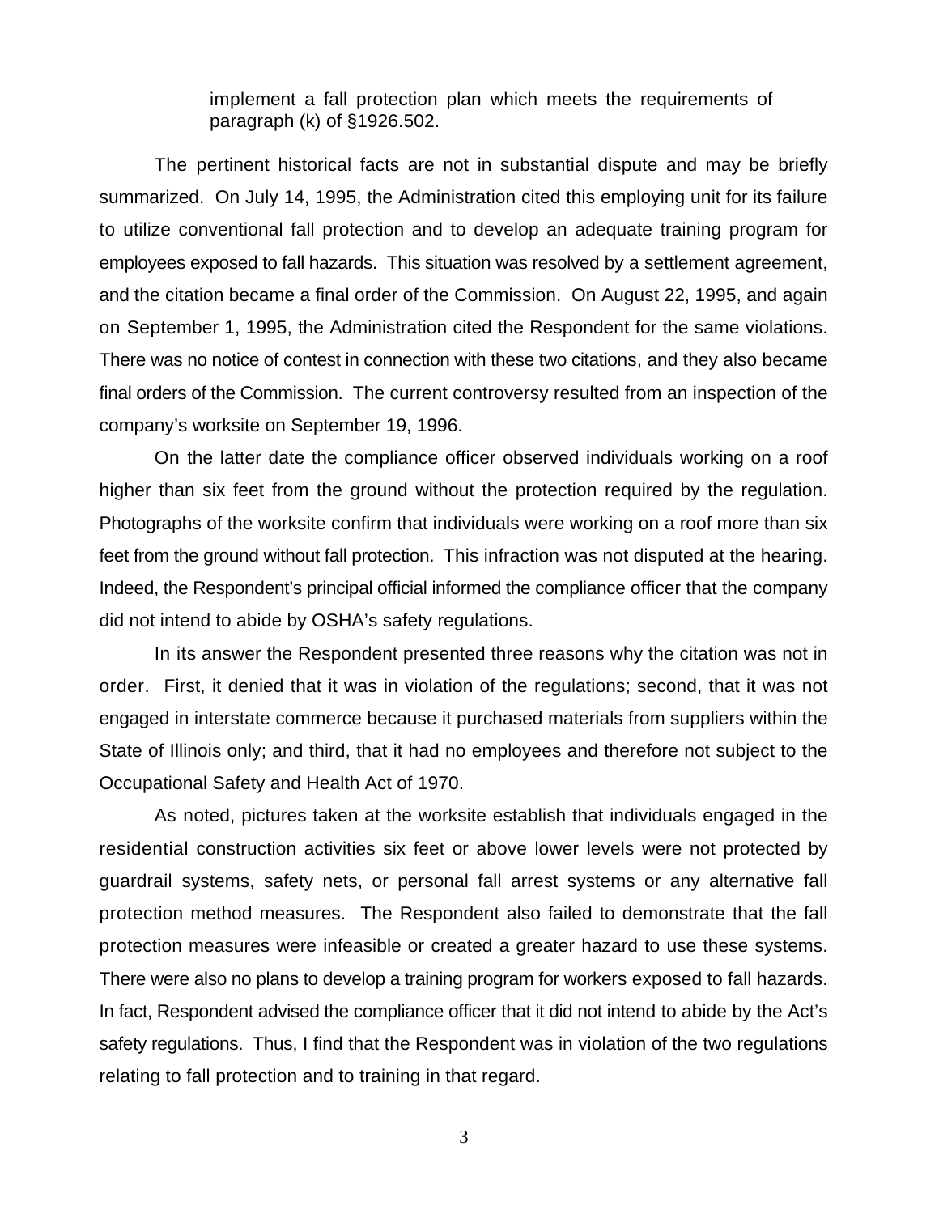> implement a fall protection plan which meets the requirements of paragraph (k) of §1926.502.

The pertinent historical facts are not in substantial dispute and may be briefly summarized. On July 14, 1995, the Administration cited this employing unit for its failure to utilize conventional fall protection and to develop an adequate training program for employees exposed to fall hazards. This situation was resolved by a settlement agreement, and the citation became a final order of the Commission. On August 22, 1995, and again on September 1, 1995, the Administration cited the Respondent for the same violations. There was no notice of contest in connection with these two citations, and they also became final orders of the Commission. The current controversy resulted from an inspection of the company's worksite on September 19, 1996.

On the latter date the compliance officer observed individuals working on a roof higher than six feet from the ground without the protection required by the regulation. Photographs of the worksite confirm that individuals were working on a roof more than six feet from the ground without fall protection. This infraction was not disputed at the hearing. Indeed, the Respondent's principal official informed the compliance officer that the company did not intend to abide by OSHA's safety regulations.

In its answer the Respondent presented three reasons why the citation was not in order. First, it denied that it was in violation of the regulations; second, that it was not engaged in interstate commerce because it purchased materials from suppliers within the State of Illinois only; and third, that it had no employees and therefore not subject to the Occupational Safety and Health Act of 1970.

As noted, pictures taken at the worksite establish that individuals engaged in the residential construction activities six feet or above lower levels were not protected by guardrail systems, safety nets, or personal fall arrest systems or any alternative fall protection method measures. The Respondent also failed to demonstrate that the fall protection measures were infeasible or created a greater hazard to use these systems. There were also no plans to develop a training program for workers exposed to fall hazards. In fact, Respondent advised the compliance officer that it did not intend to abide by the Act's safety regulations. Thus, I find that the Respondent was in violation of the two regulations relating to fall protection and to training in that regard.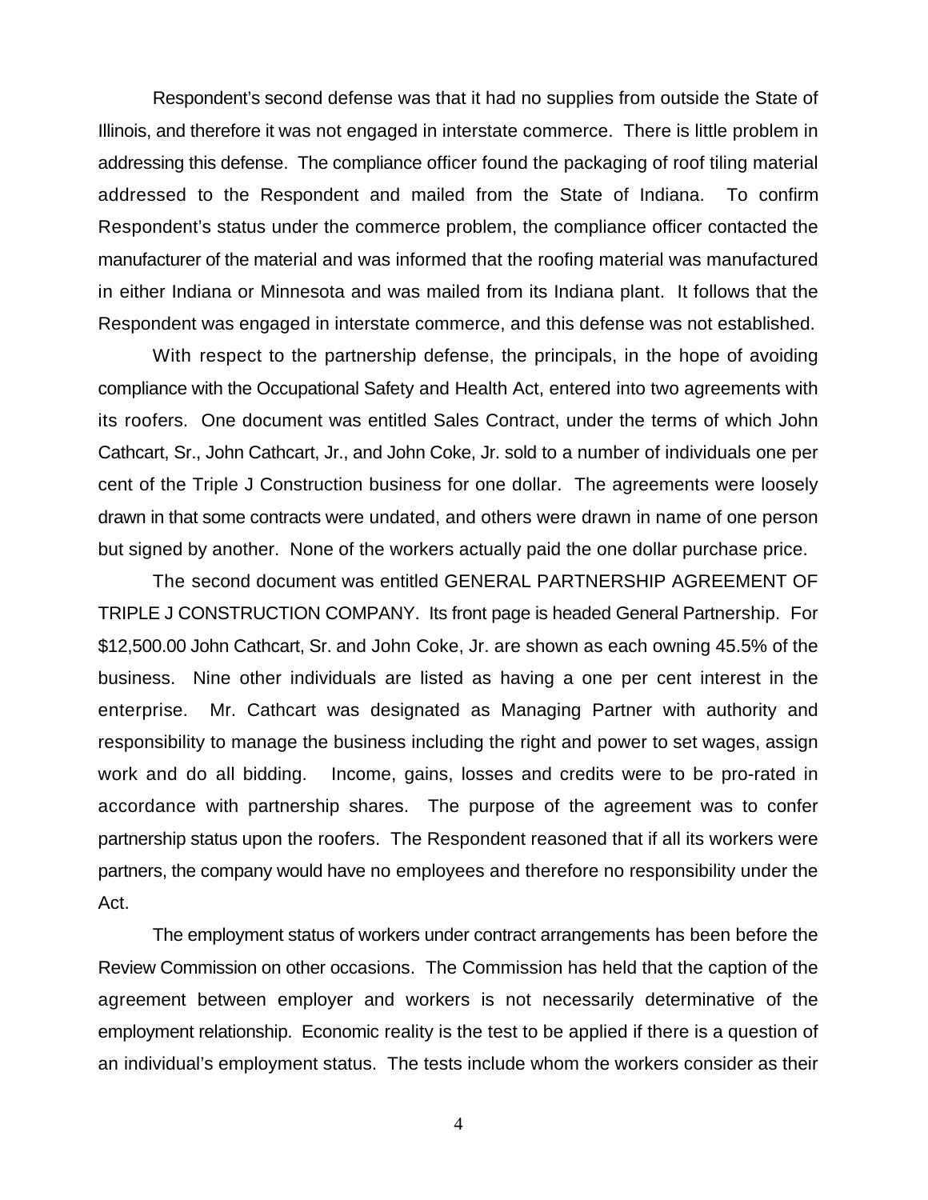Respondent's second defense was that it had no supplies from outside the State of Illinois, and therefore it was not engaged in interstate commerce. There is little problem in addressing this defense. The compliance officer found the packaging of roof tiling material addressed to the Respondent and mailed from the State of Indiana. To confirm Respondent's status under the commerce problem, the compliance officer contacted the manufacturer of the material and was informed that the roofing material was manufactured in either Indiana or Minnesota and was mailed from its Indiana plant. It follows that the Respondent was engaged in interstate commerce, and this defense was not established.

With respect to the partnership defense, the principals, in the hope of avoiding compliance with the Occupational Safety and Health Act, entered into two agreements with its roofers. One document was entitled Sales Contract, under the terms of which John Cathcart, Sr., John Cathcart, Jr., and John Coke, Jr. sold to a number of individuals one per cent of the Triple J Construction business for one dollar. The agreements were loosely drawn in that some contracts were undated, and others were drawn in name of one person but signed by another. None of the workers actually paid the one dollar purchase price.

The second document was entitled GENERAL PARTNERSHIP AGREEMENT OF TRIPLE J CONSTRUCTION COMPANY. Its front page is headed General Partnership. For \$12,500.00 John Cathcart, Sr. and John Coke, Jr. are shown as each owning 45.5% of the business. Nine other individuals are listed as having a one per cent interest in the enterprise. Mr. Cathcart was designated as Managing Partner with authority and responsibility to manage the business including the right and power to set wages, assign work and do all bidding. Income, gains, losses and credits were to be pro-rated in accordance with partnership shares. The purpose of the agreement was to confer partnership status upon the roofers. The Respondent reasoned that if all its workers were partners, the company would have no employees and therefore no responsibility under the Act.

The employment status of workers under contract arrangements has been before the Review Commission on other occasions. The Commission has held that the caption of the agreement between employer and workers is not necessarily determinative of the employment relationship. Economic reality is the test to be applied if there is a question of an individual's employment status. The tests include whom the workers consider as their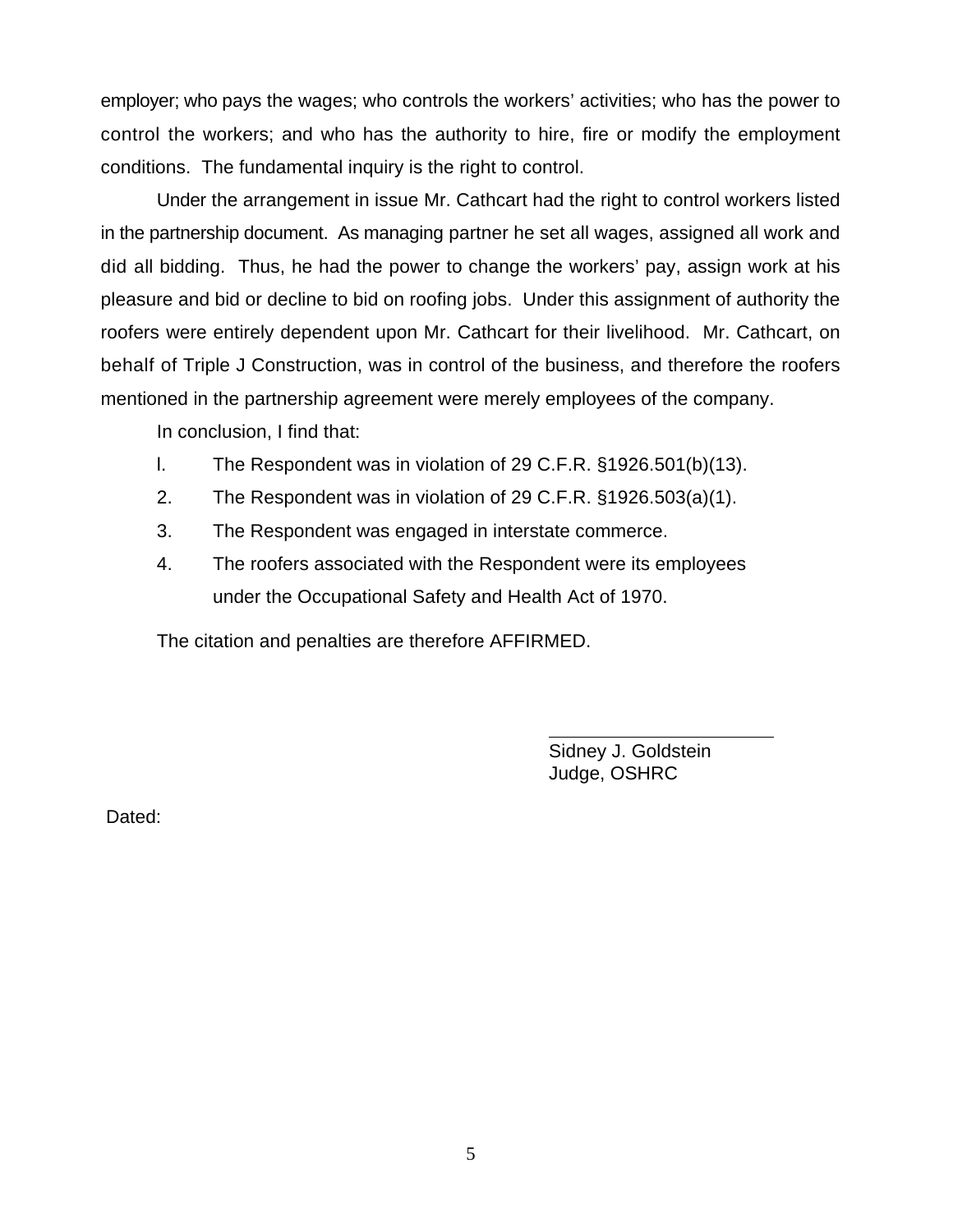employer; who pays the wages; who controls the workers' activities; who has the power to control the workers; and who has the authority to hire, fire or modify the employment conditions. The fundamental inquiry is the right to control.

Under the arrangement in issue Mr. Cathcart had the right to control workers listed in the partnership document. As managing partner he set all wages, assigned all work and did all bidding. Thus, he had the power to change the workers' pay, assign work at his pleasure and bid or decline to bid on roofing jobs. Under this assignment of authority the roofers were entirely dependent upon Mr. Cathcart for their livelihood. Mr. Cathcart, on behalf of Triple J Construction, was in control of the business, and therefore the roofers mentioned in the partnership agreement were merely employees of the company.

In conclusion, I find that:

l. The Respondent was in violation of 29 C.F.R. §1926.501(b)(13).

2. The Respondent was in violation of 29 C.F.R. §1926.503(a)(1).

3. The Respondent was engaged in interstate commerce.

4. The roofers associated with the Respondent were its employees under the Occupational Safety and Health Act of 1970.

The citation and penalties are therefore AFFIRMED.

Sidney J. Goldstein
Judge, OSHRC

Dated: